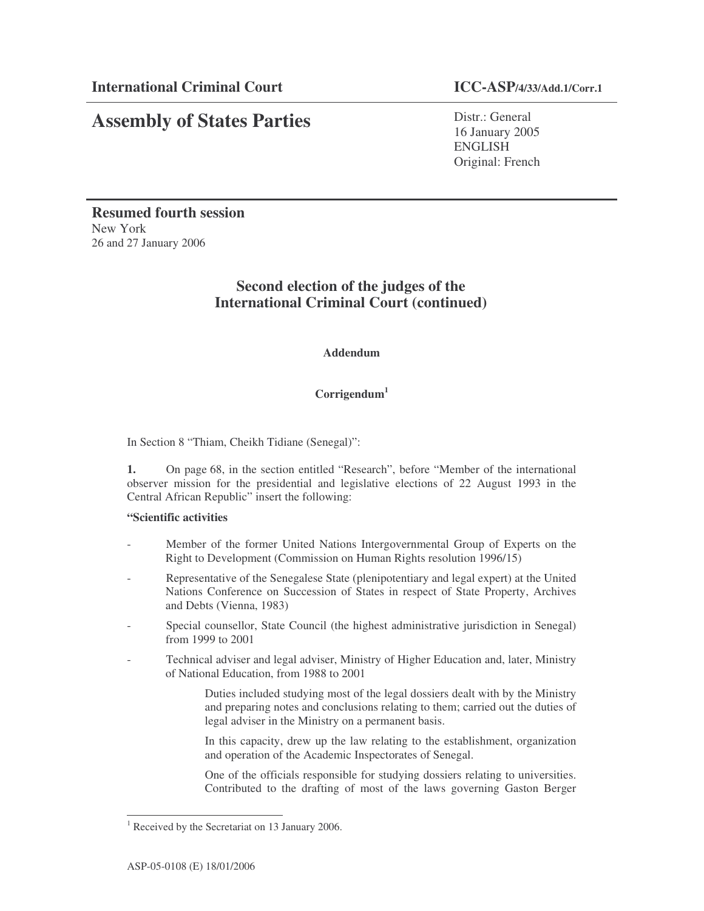**International Criminal Court** **ICC-ASP/4/33/Add.1/Corr.1**

# Assembly of States Parties

Distr.: General
16 January 2005
ENGLISH
Original: French

**Resumed fourth session**
New York
26 and 27 January 2006

## Second election of the judges of the International Criminal Court (continued)

**Addendum**

**Corrigendum**[1]

In Section 8 "Thiam, Cheikh Tidiane (Senegal)":

**1.** On page 68, in the section entitled "Research", before "Member of the international observer mission for the presidential and legislative elections of 22 August 1993 in the Central African Republic" insert the following:

**"Scientific activities**

- Member of the former United Nations Intergovernmental Group of Experts on the Right to Development (Commission on Human Rights resolution 1996/15)
- Representative of the Senegalese State (plenipotentiary and legal expert) at the United Nations Conference on Succession of States in respect of State Property, Archives and Debts (Vienna, 1983)
- Special counsellor, State Council (the highest administrative jurisdiction in Senegal) from 1999 to 2001
- Technical adviser and legal adviser, Ministry of Higher Education and, later, Ministry of National Education, from 1988 to 2001

  Duties included studying most of the legal dossiers dealt with by the Ministry and preparing notes and conclusions relating to them; carried out the duties of legal adviser in the Ministry on a permanent basis.

  In this capacity, drew up the law relating to the establishment, organization and operation of the Academic Inspectorates of Senegal.

  One of the officials responsible for studying dossiers relating to universities. Contributed to the drafting of most of the laws governing Gaston Berger

[1] Received by the Secretariat on 13 January 2006.

ASP-05-0108 (E) 18/01/2006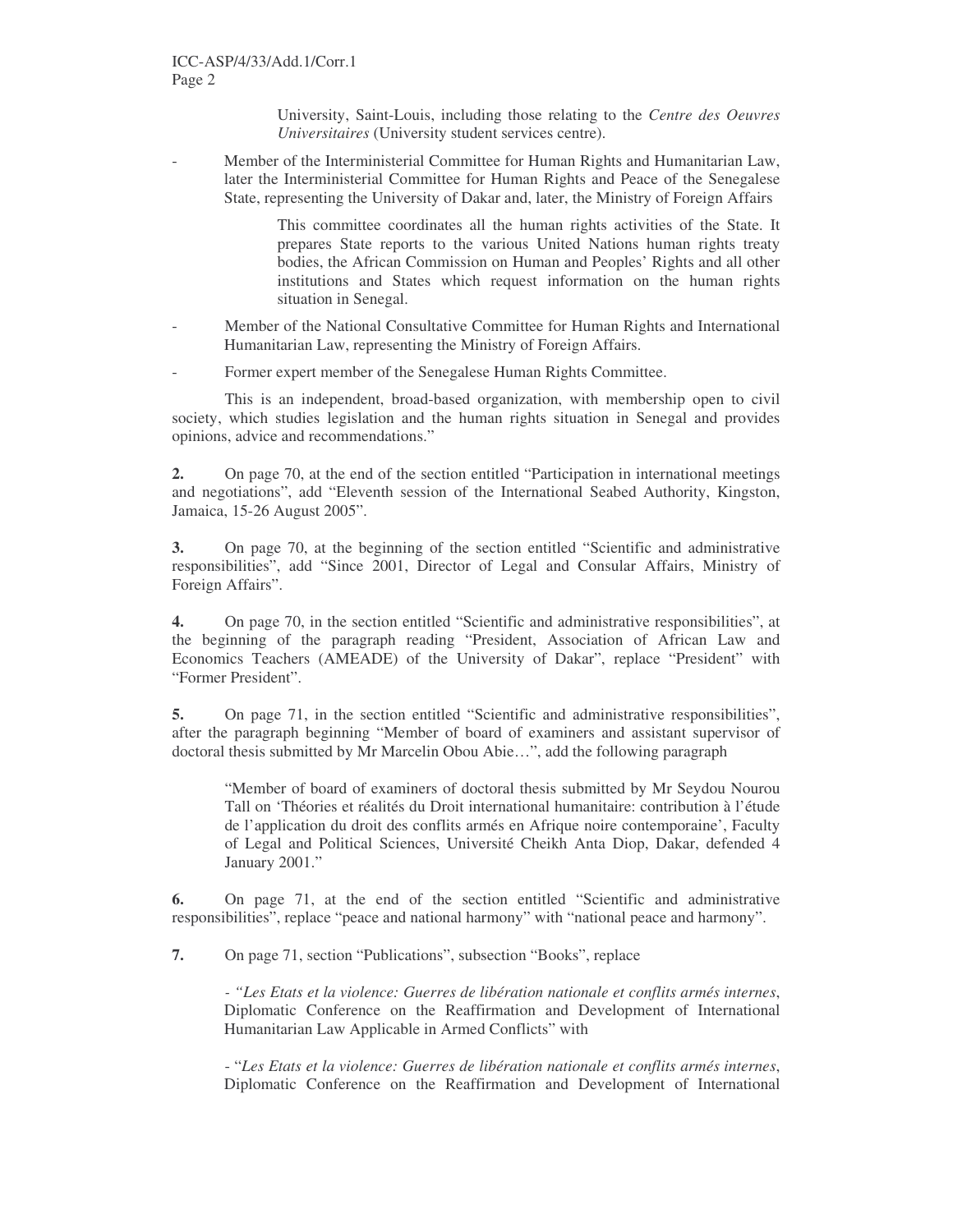University, Saint-Louis, including those relating to the *Centre des Oeuvres Universitaires* (University student services centre).

- Member of the Interministerial Committee for Human Rights and Humanitarian Law, later the Interministerial Committee for Human Rights and Peace of the Senegalese State, representing the University of Dakar and, later, the Ministry of Foreign Affairs

  This committee coordinates all the human rights activities of the State. It prepares State reports to the various United Nations human rights treaty bodies, the African Commission on Human and Peoples' Rights and all other institutions and States which request information on the human rights situation in Senegal.

- Member of the National Consultative Committee for Human Rights and International Humanitarian Law, representing the Ministry of Foreign Affairs.

- Former expert member of the Senegalese Human Rights Committee.

This is an independent, broad-based organization, with membership open to civil society, which studies legislation and the human rights situation in Senegal and provides opinions, advice and recommendations."

**2.** On page 70, at the end of the section entitled "Participation in international meetings and negotiations", add "Eleventh session of the International Seabed Authority, Kingston, Jamaica, 15-26 August 2005".

**3.** On page 70, at the beginning of the section entitled "Scientific and administrative responsibilities", add "Since 2001, Director of Legal and Consular Affairs, Ministry of Foreign Affairs".

**4.** On page 70, in the section entitled "Scientific and administrative responsibilities", at the beginning of the paragraph reading "President, Association of African Law and Economics Teachers (AMEADE) of the University of Dakar", replace "President" with "Former President".

**5.** On page 71, in the section entitled "Scientific and administrative responsibilities", after the paragraph beginning "Member of board of examiners and assistant supervisor of doctoral thesis submitted by Mr Marcelin Obou Abie…", add the following paragraph

> "Member of board of examiners of doctoral thesis submitted by Mr Seydou Nourou Tall on 'Théories et réalités du Droit international humanitaire: contribution à l'étude de l'application du droit des conflits armés en Afrique noire contemporaine', Faculty of Legal and Political Sciences, Université Cheikh Anta Diop, Dakar, defended 4 January 2001."

**6.** On page 71, at the end of the section entitled "Scientific and administrative responsibilities", replace "peace and national harmony" with "national peace and harmony".

**7.** On page 71, section "Publications", subsection "Books", replace

> - *"Les Etats et la violence: Guerres de libération nationale et conflits armés internes*, Diplomatic Conference on the Reaffirmation and Development of International Humanitarian Law Applicable in Armed Conflicts" with

> - "*Les Etats et la violence: Guerres de libération nationale et conflits armés internes*, Diplomatic Conference on the Reaffirmation and Development of International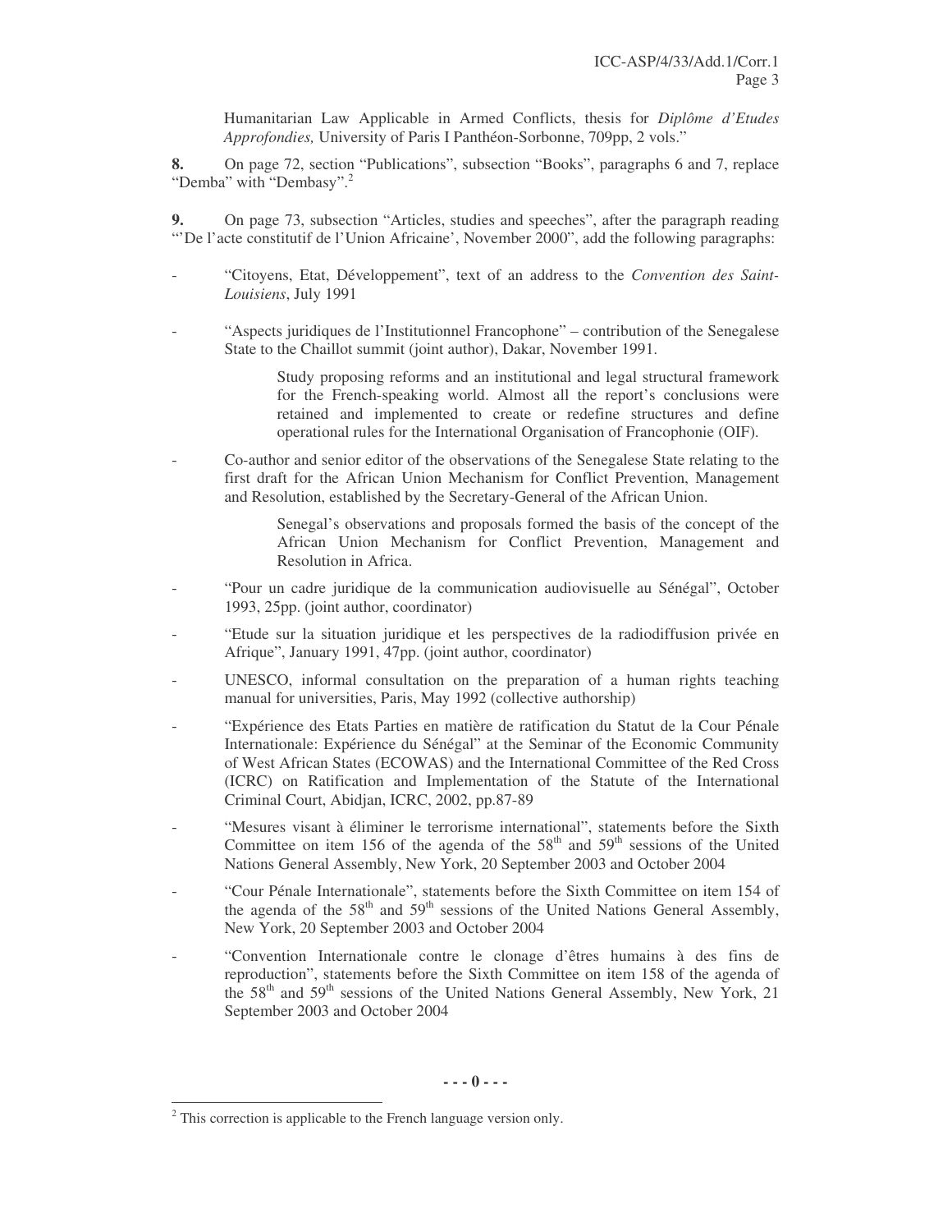Humanitarian Law Applicable in Armed Conflicts, thesis for *Diplôme d'Etudes Approfondies,* University of Paris I Panthéon-Sorbonne, 709pp, 2 vols."

**8.** On page 72, section "Publications", subsection "Books", paragraphs 6 and 7, replace "Demba" with "Dembasy".[2]

**9.** On page 73, subsection "Articles, studies and speeches", after the paragraph reading "'De l'acte constitutif de l'Union Africaine', November 2000", add the following paragraphs:

- "Citoyens, Etat, Développement", text of an address to the *Convention des Saint-Louisiens*, July 1991

- "Aspects juridiques de l'Institutionnel Francophone" – contribution of the Senegalese State to the Chaillot summit (joint author), Dakar, November 1991.

  Study proposing reforms and an institutional and legal structural framework for the French-speaking world. Almost all the report's conclusions were retained and implemented to create or redefine structures and define operational rules for the International Organisation of Francophonie (OIF).

- Co-author and senior editor of the observations of the Senegalese State relating to the first draft for the African Union Mechanism for Conflict Prevention, Management and Resolution, established by the Secretary-General of the African Union.

  Senegal's observations and proposals formed the basis of the concept of the African Union Mechanism for Conflict Prevention, Management and Resolution in Africa.

- "Pour un cadre juridique de la communication audiovisuelle au Sénégal", October 1993, 25pp. (joint author, coordinator)

- "Etude sur la situation juridique et les perspectives de la radiodiffusion privée en Afrique", January 1991, 47pp. (joint author, coordinator)

- UNESCO, informal consultation on the preparation of a human rights teaching manual for universities, Paris, May 1992 (collective authorship)

- "Expérience des Etats Parties en matière de ratification du Statut de la Cour Pénale Internationale: Expérience du Sénégal" at the Seminar of the Economic Community of West African States (ECOWAS) and the International Committee of the Red Cross (ICRC) on Ratification and Implementation of the Statute of the International Criminal Court, Abidjan, ICRC, 2002, pp.87-89

- "Mesures visant à éliminer le terrorisme international", statements before the Sixth Committee on item 156 of the agenda of the 58th and 59th sessions of the United Nations General Assembly, New York, 20 September 2003 and October 2004

- "Cour Pénale Internationale", statements before the Sixth Committee on item 154 of the agenda of the 58th and 59th sessions of the United Nations General Assembly, New York, 20 September 2003 and October 2004

- "Convention Internationale contre le clonage d'êtres humains à des fins de reproduction", statements before the Sixth Committee on item 158 of the agenda of the 58th and 59th sessions of the United Nations General Assembly, New York, 21 September 2003 and October 2004

**- - - 0 - - -**

[2] This correction is applicable to the French language version only.